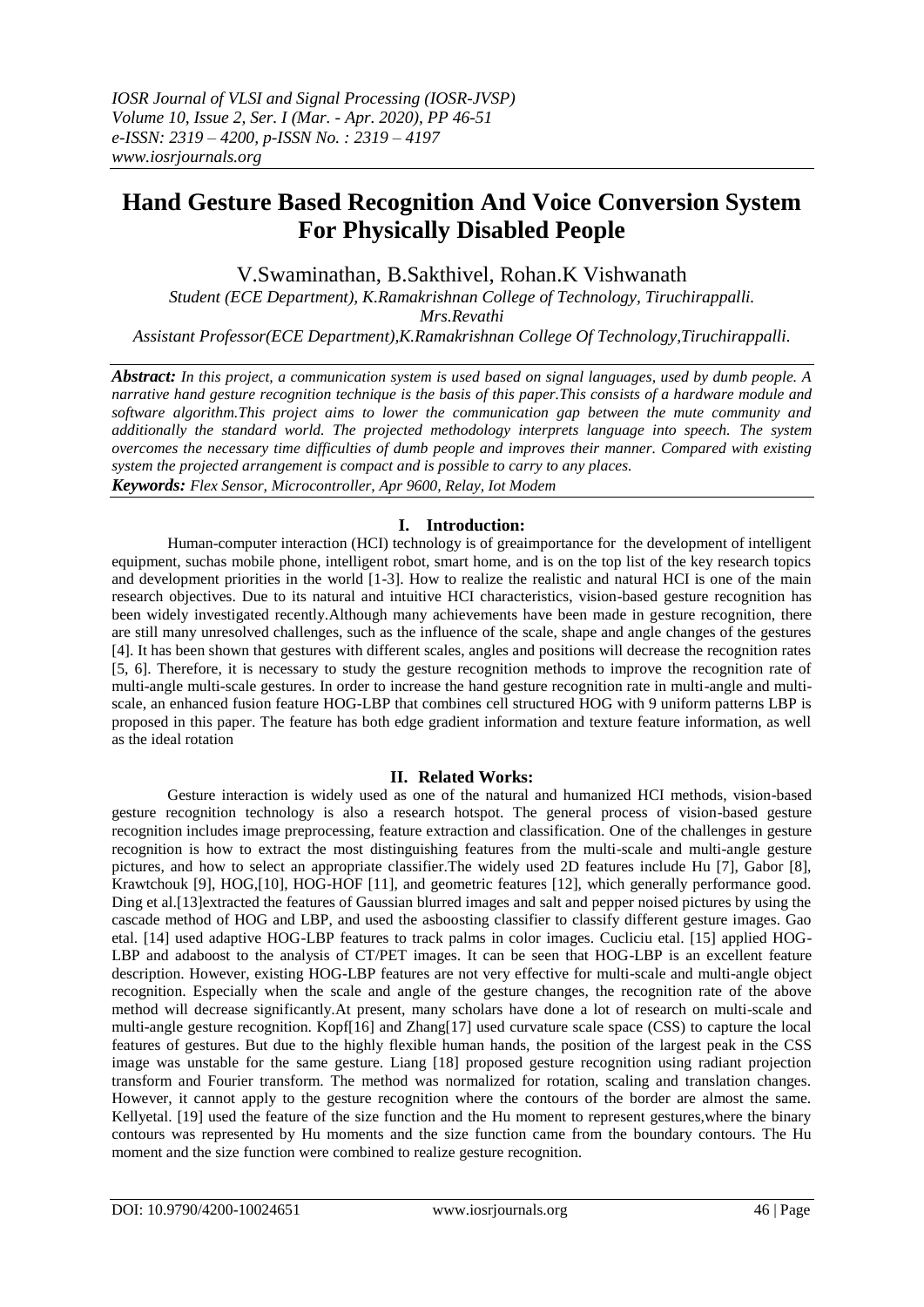# Hand Gesture Based Recognition And Voice Conversion System For Physically Disabled People

V.Swaminathan, B.Sakthivel, Rohan.K Vishwanath

*Student (ECE Department), K.Ramakrishnan College of Technology, Tiruchirappalli.*

*Mrs.Revathi*

*Assistant Professor(ECE Department),K.Ramakrishnan College Of Technology,Tiruchirappalli.*

***Abstract:*** *In this project, a communication system is used based on signal languages, used by dumb people. A narrative hand gesture recognition technique is the basis of this paper.This consists of a hardware module and software algorithm.This project aims to lower the communication gap between the mute community and additionally the standard world. The projected methodology interprets language into speech. The system overcomes the necessary time difficulties of dumb people and improves their manner. Compared with existing system the projected arrangement is compact and is possible to carry to any places.*

***Keywords:*** *Flex Sensor, Microcontroller, Apr 9600, Relay, Iot Modem*

## I. Introduction:

Human-computer interaction (HCI) technology is of greaimportance for the development of intelligent equipment, suchas mobile phone, intelligent robot, smart home, and is on the top list of the key research topics and development priorities in the world [1-3]. How to realize the realistic and natural HCI is one of the main research objectives. Due to its natural and intuitive HCI characteristics, vision-based gesture recognition has been widely investigated recently.Although many achievements have been made in gesture recognition, there are still many unresolved challenges, such as the influence of the scale, shape and angle changes of the gestures [4]. It has been shown that gestures with different scales, angles and positions will decrease the recognition rates [5, 6]. Therefore, it is necessary to study the gesture recognition methods to improve the recognition rate of multi-angle multi-scale gestures. In order to increase the hand gesture recognition rate in multi-angle and multi-scale, an enhanced fusion feature HOG-LBP that combines cell structured HOG with 9 uniform patterns LBP is proposed in this paper. The feature has both edge gradient information and texture feature information, as well as the ideal rotation

## II. Related Works:

Gesture interaction is widely used as one of the natural and humanized HCI methods, vision-based gesture recognition technology is also a research hotspot. The general process of vision-based gesture recognition includes image preprocessing, feature extraction and classification. One of the challenges in gesture recognition is how to extract the most distinguishing features from the multi-scale and multi-angle gesture pictures, and how to select an appropriate classifier.The widely used 2D features include Hu [7], Gabor [8], Krawtchouk [9], HOG,[10], HOG-HOF [11], and geometric features [12], which generally performance good. Ding et al.[13]extracted the features of Gaussian blurred images and salt and pepper noised pictures by using the cascade method of HOG and LBP, and used the asboosting classifier to classify different gesture images. Gao etal. [14] used adaptive HOG-LBP features to track palms in color images. Cucliciu etal. [15] applied HOG-LBP and adaboost to the analysis of CT/PET images. It can be seen that HOG-LBP is an excellent feature description. However, existing HOG-LBP features are not very effective for multi-scale and multi-angle object recognition. Especially when the scale and angle of the gesture changes, the recognition rate of the above method will decrease significantly.At present, many scholars have done a lot of research on multi-scale and multi-angle gesture recognition. Kopf[16] and Zhang[17] used curvature scale space (CSS) to capture the local features of gestures. But due to the highly flexible human hands, the position of the largest peak in the CSS image was unstable for the same gesture. Liang [18] proposed gesture recognition using radiant projection transform and Fourier transform. The method was normalized for rotation, scaling and translation changes. However, it cannot apply to the gesture recognition where the contours of the border are almost the same. Kellyetal. [19] used the feature of the size function and the Hu moment to represent gestures,where the binary contours was represented by Hu moments and the size function came from the boundary contours. The Hu moment and the size function were combined to realize gesture recognition.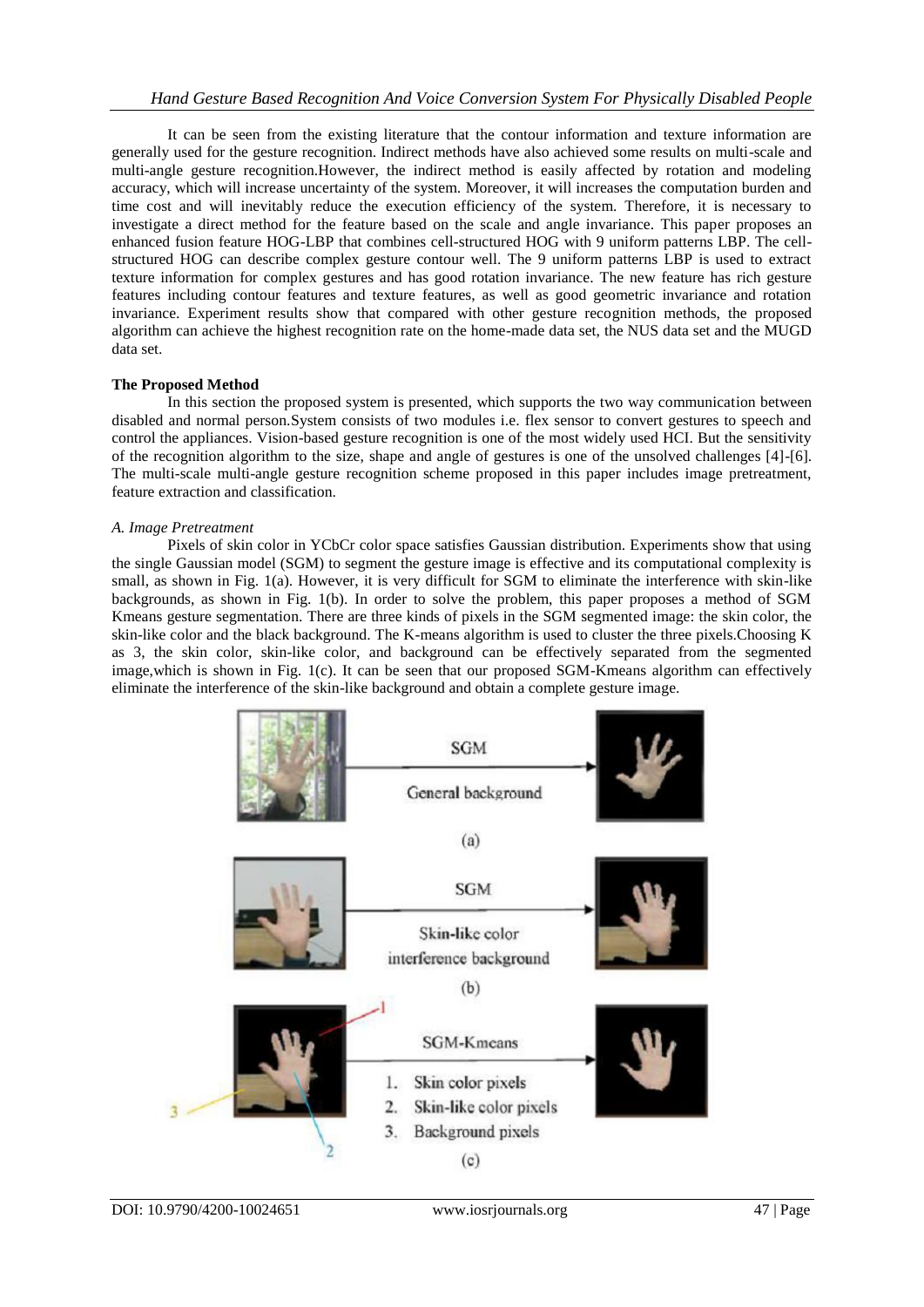It can be seen from the existing literature that the contour information and texture information are generally used for the gesture recognition. Indirect methods have also achieved some results on multi-scale and multi-angle gesture recognition.However, the indirect method is easily affected by rotation and modeling accuracy, which will increase uncertainty of the system. Moreover, it will increases the computation burden and time cost and will inevitably reduce the execution efficiency of the system. Therefore, it is necessary to investigate a direct method for the feature based on the scale and angle invariance. This paper proposes an enhanced fusion feature HOG-LBP that combines cell-structured HOG with 9 uniform patterns LBP. The cell-structured HOG can describe complex gesture contour well. The 9 uniform patterns LBP is used to extract texture information for complex gestures and has good rotation invariance. The new feature has rich gesture features including contour features and texture features, as well as good geometric invariance and rotation invariance. Experiment results show that compared with other gesture recognition methods, the proposed algorithm can achieve the highest recognition rate on the home-made data set, the NUS data set and the MUGD data set.

**The Proposed Method**

In this section the proposed system is presented, which supports the two way communication between disabled and normal person.System consists of two modules i.e. flex sensor to convert gestures to speech and control the appliances. Vision-based gesture recognition is one of the most widely used HCI. But the sensitivity of the recognition algorithm to the size, shape and angle of gestures is one of the unsolved challenges [4]-[6]. The multi-scale multi-angle gesture recognition scheme proposed in this paper includes image pretreatment, feature extraction and classification.

*A. Image Pretreatment*

Pixels of skin color in YCbCr color space satisfies Gaussian distribution. Experiments show that using the single Gaussian model (SGM) to segment the gesture image is effective and its computational complexity is small, as shown in Fig. 1(a). However, it is very difficult for SGM to eliminate the interference with skin-like backgrounds, as shown in Fig. 1(b). In order to solve the problem, this paper proposes a method of SGM Kmeans gesture segmentation. There are three kinds of pixels in the SGM segmented image: the skin color, the skin-like color and the black background. The K-means algorithm is used to cluster the three pixels.Choosing K as 3, the skin color, skin-like color, and background can be effectively separated from the segmented image,which is shown in Fig. 1(c). It can be seen that our proposed SGM-Kmeans algorithm can effectively eliminate the interference of the skin-like background and obtain a complete gesture image.

SGM — General background

(a)

SGM — Skin-like color interference background

(b)

SGM-Kmeans
1. Skin color pixels
2. Skin-like color pixels
3. Background pixels

(c)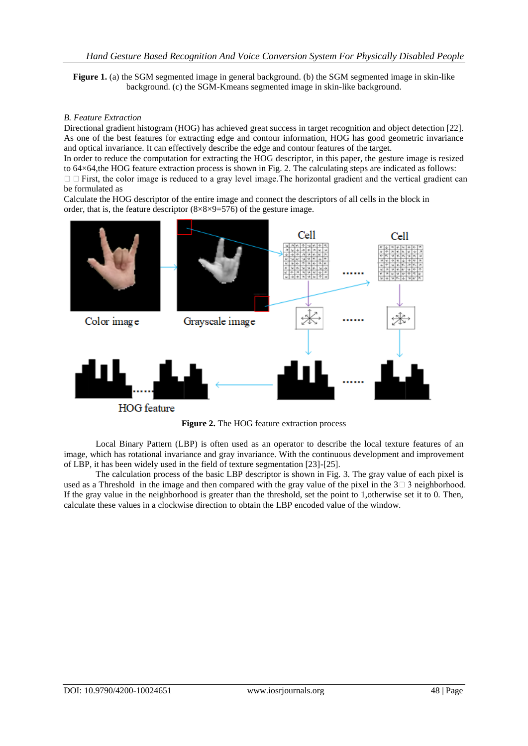**Figure 1.** (a) the SGM segmented image in general background. (b) the SGM segmented image in skin-like background. (c) the SGM-Kmeans segmented image in skin-like background.

*B. Feature Extraction*

Directional gradient histogram (HOG) has achieved great success in target recognition and object detection [22]. As one of the best features for extracting edge and contour information, HOG has good geometric invariance and optical invariance. It can effectively describe the edge and contour features of the target.

In order to reduce the computation for extracting the HOG descriptor, in this paper, the gesture image is resized to 64×64,the HOG feature extraction process is shown in Fig. 2. The calculating steps are indicated as follows:

First, the color image is reduced to a gray level image.The horizontal gradient and the vertical gradient can be formulated as

Calculate the HOG descriptor of the entire image and connect the descriptors of all cells in the block in order, that is, the feature descriptor (8×8×9=576) of the gesture image.

**Figure 2.** The HOG feature extraction process

Local Binary Pattern (LBP) is often used as an operator to describe the local texture features of an image, which has rotational invariance and gray invariance. With the continuous development and improvement of LBP, it has been widely used in the field of texture segmentation [23]-[25].

The calculation process of the basic LBP descriptor is shown in Fig. 3. The gray value of each pixel is used as a Threshold in the image and then compared with the gray value of the pixel in the 3×3 neighborhood. If the gray value in the neighborhood is greater than the threshold, set the point to 1,otherwise set it to 0. Then, calculate these values in a clockwise direction to obtain the LBP encoded value of the window.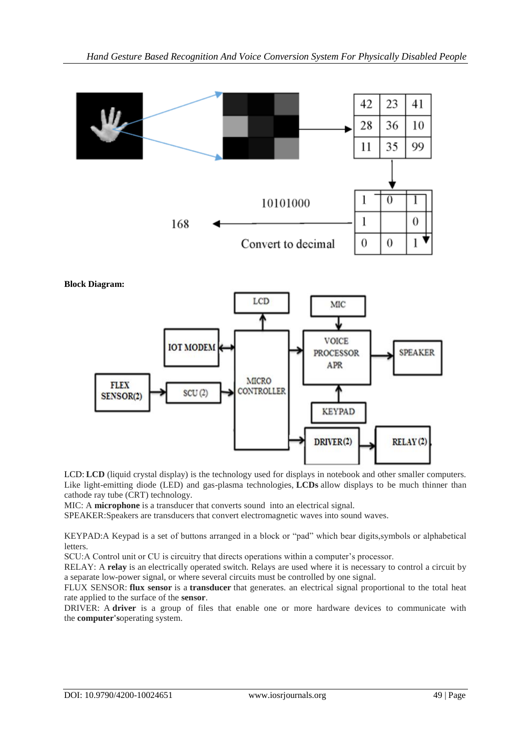**Block Diagram:**

LCD: **LCD** (liquid crystal display) is the technology used for displays in notebook and other smaller computers. Like light-emitting diode (LED) and gas-plasma technologies, **LCDs** allow displays to be much thinner than cathode ray tube (CRT) technology.

MIC: A **microphone** is a transducer that converts sound into an electrical signal.

SPEAKER:Speakers are transducers that convert electromagnetic waves into sound waves.

KEYPAD:A Keypad is a set of buttons arranged in a block or "pad" which bear digits,symbols or alphabetical letters.

SCU:A Control unit or CU is circuitry that directs operations within a computer's processor.

RELAY: A **relay** is an electrically operated switch. Relays are used where it is necessary to control a circuit by a separate low-power signal, or where several circuits must be controlled by one signal.

FLUX SENSOR: **flux sensor** is a **transducer** that generates. an electrical signal proportional to the total heat rate applied to the surface of the **sensor**.

DRIVER: A **driver** is a group of files that enable one or more hardware devices to communicate with the **computer's**operating system.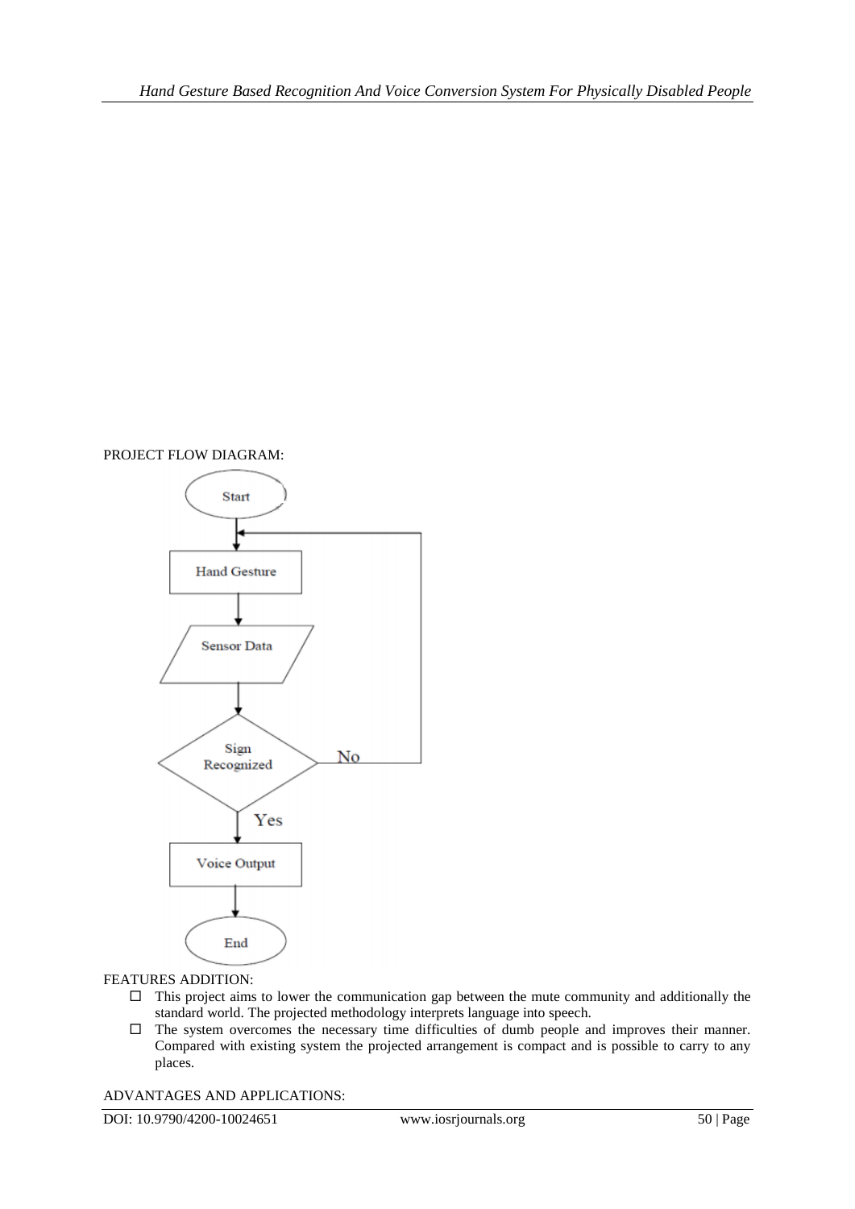PROJECT FLOW DIAGRAM:

FEATURES ADDITION:

- This project aims to lower the communication gap between the mute community and additionally the standard world. The projected methodology interprets language into speech.
- The system overcomes the necessary time difficulties of dumb people and improves their manner. Compared with existing system the projected arrangement is compact and is possible to carry to any places.

ADVANTAGES AND APPLICATIONS: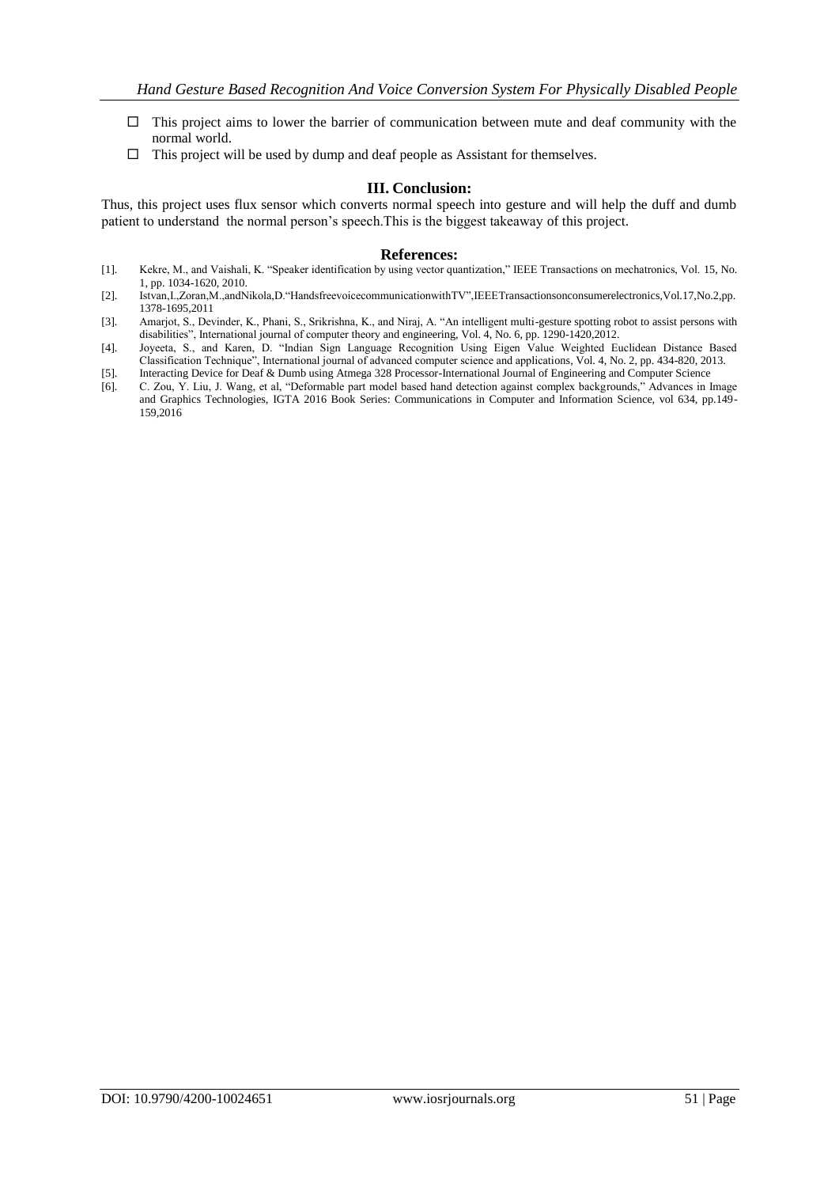- This project aims to lower the barrier of communication between mute and deaf community with the normal world.
- This project will be used by dump and deaf people as Assistant for themselves.

## III. Conclusion:

Thus, this project uses flux sensor which converts normal speech into gesture and will help the duff and dumb patient to understand the normal person's speech.This is the biggest takeaway of this project.

## References:

[1]. Kekre, M., and Vaishali, K. "Speaker identification by using vector quantization," IEEE Transactions on mechatronics, Vol. 15, No. 1, pp. 1034-1620, 2010.

[2]. Istvan,I.,Zoran,M.,andNikola,D."HandsfreevoicecommunicationwithTV",IEEETransactionsonconsumerelectronics,Vol.17,No.2,pp. 1378-1695,2011

[3]. Amarjot, S., Devinder, K., Phani, S., Srikrishna, K., and Niraj, A. "An intelligent multi-gesture spotting robot to assist persons with disabilities", International journal of computer theory and engineering, Vol. 4, No. 6, pp. 1290-1420,2012.

[4]. Joyeeta, S., and Karen, D. "Indian Sign Language Recognition Using Eigen Value Weighted Euclidean Distance Based Classification Technique", International journal of advanced computer science and applications, Vol. 4, No. 2, pp. 434-820, 2013.

[5]. Interacting Device for Deaf & Dumb using Atmega 328 Processor-International Journal of Engineering and Computer Science

[6]. C. Zou, Y. Liu, J. Wang, et al, "Deformable part model based hand detection against complex backgrounds," Advances in Image and Graphics Technologies, IGTA 2016 Book Series: Communications in Computer and Information Science, vol 634, pp.149-159,2016